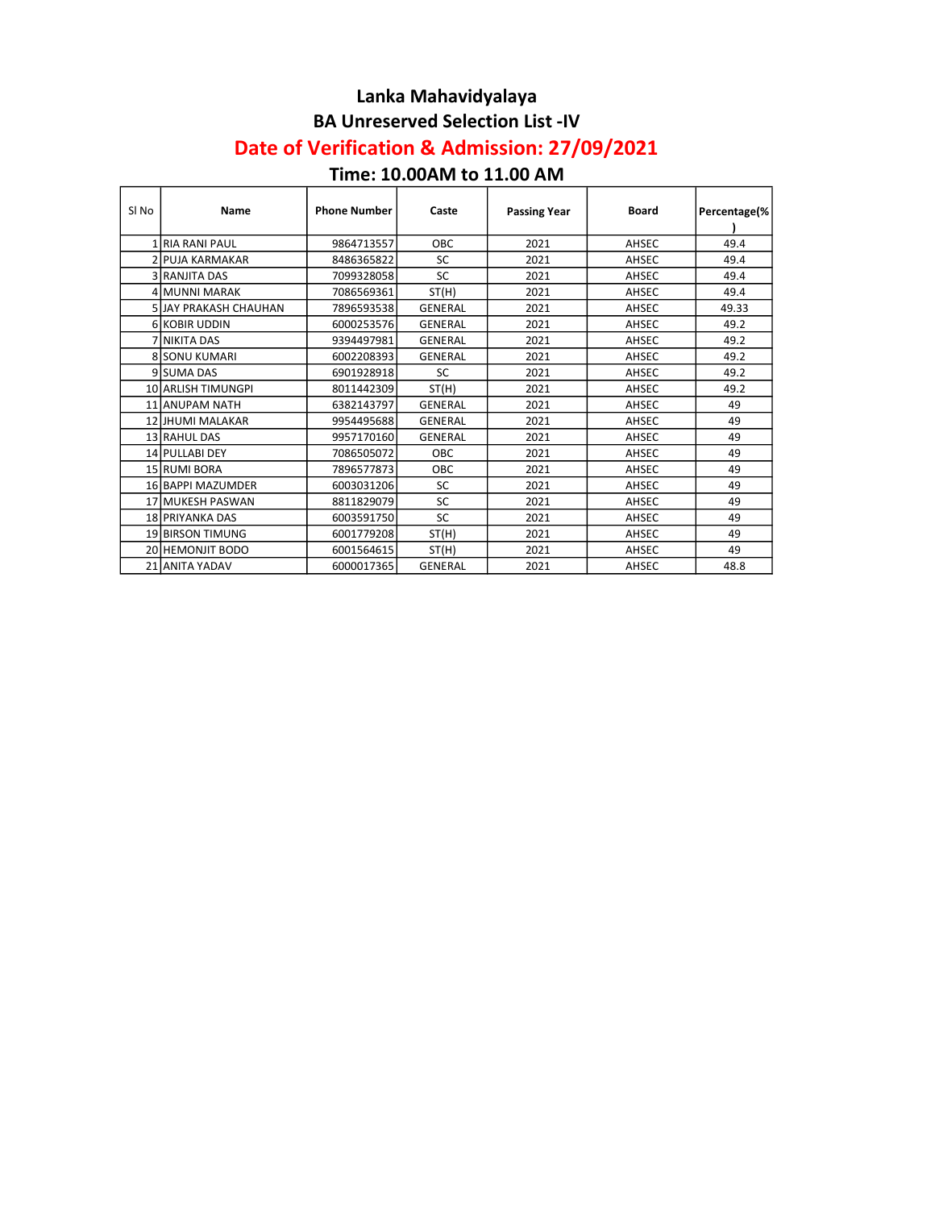# Lanka Mahavidyalaya

## BA Unreserved Selection List -IV

## Date of Verification & Admission: 27/09/2021

### Time: 10.00AM to 11.00 AM

| Sl No | Name | Phone Number | Caste | Passing Year | Board | Percentage(%) |
|---|---|---|---|---|---|---|
| 1 | RIA RANI PAUL | 9864713557 | OBC | 2021 | AHSEC | 49.4 |
| 2 | PUJA KARMAKAR | 8486365822 | SC | 2021 | AHSEC | 49.4 |
| 3 | RANJITA DAS | 7099328058 | SC | 2021 | AHSEC | 49.4 |
| 4 | MUNNI MARAK | 7086569361 | ST(H) | 2021 | AHSEC | 49.4 |
| 5 | JAY PRAKASH CHAUHAN | 7896593538 | GENERAL | 2021 | AHSEC | 49.33 |
| 6 | KOBIR UDDIN | 6000253576 | GENERAL | 2021 | AHSEC | 49.2 |
| 7 | NIKITA DAS | 9394497981 | GENERAL | 2021 | AHSEC | 49.2 |
| 8 | SONU KUMARI | 6002208393 | GENERAL | 2021 | AHSEC | 49.2 |
| 9 | SUMA DAS | 6901928918 | SC | 2021 | AHSEC | 49.2 |
| 10 | ARLISH TIMUNGPI | 8011442309 | ST(H) | 2021 | AHSEC | 49.2 |
| 11 | ANUPAM NATH | 6382143797 | GENERAL | 2021 | AHSEC | 49 |
| 12 | JHUMI MALAKAR | 9954495688 | GENERAL | 2021 | AHSEC | 49 |
| 13 | RAHUL DAS | 9957170160 | GENERAL | 2021 | AHSEC | 49 |
| 14 | PULLABI DEY | 7086505072 | OBC | 2021 | AHSEC | 49 |
| 15 | RUMI BORA | 7896577873 | OBC | 2021 | AHSEC | 49 |
| 16 | BAPPI MAZUMDER | 6003031206 | SC | 2021 | AHSEC | 49 |
| 17 | MUKESH PASWAN | 8811829079 | SC | 2021 | AHSEC | 49 |
| 18 | PRIYANKA DAS | 6003591750 | SC | 2021 | AHSEC | 49 |
| 19 | BIRSON TIMUNG | 6001779208 | ST(H) | 2021 | AHSEC | 49 |
| 20 | HEMONJIT BODO | 6001564615 | ST(H) | 2021 | AHSEC | 49 |
| 21 | ANITA YADAV | 6000017365 | GENERAL | 2021 | AHSEC | 48.8 |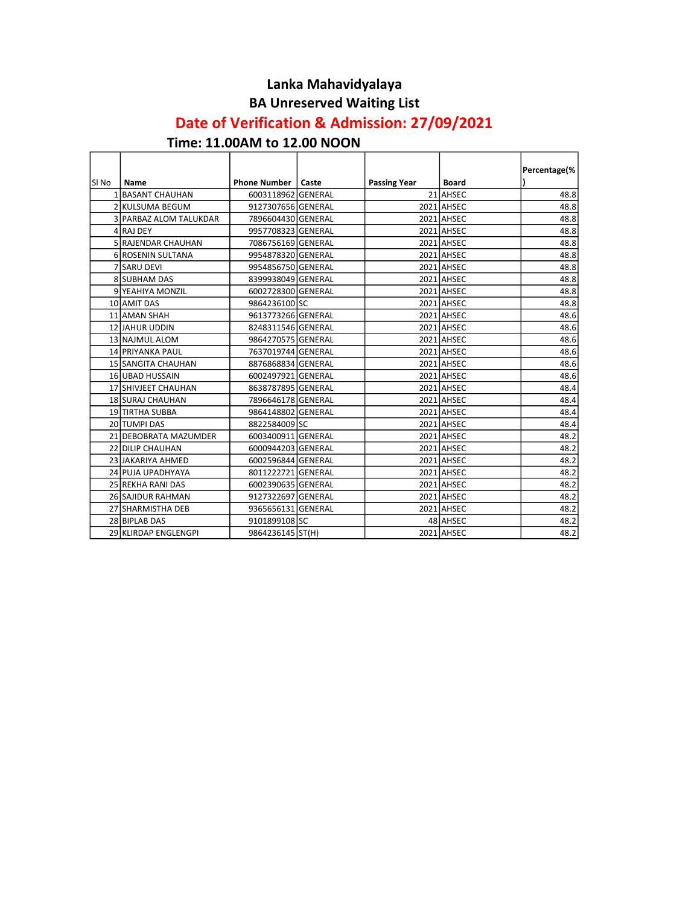# Lanka Mahavidyalaya

## BA Unreserved Waiting List

## Date of Verification & Admission: 27/09/2021

### Time: 11.00AM to 12.00 NOON

| Sl No | Name | Phone Number | Caste | Passing Year | Board | Percentage(%) |
|---|---|---|---|---|---|---|
| 1 | BASANT CHAUHAN | 6003118962 | GENERAL | 21 | AHSEC | 48.8 |
| 2 | KULSUMA BEGUM | 9127307656 | GENERAL | 2021 | AHSEC | 48.8 |
| 3 | PARBAZ ALOM TALUKDAR | 7896604430 | GENERAL | 2021 | AHSEC | 48.8 |
| 4 | RAJ DEY | 9957708323 | GENERAL | 2021 | AHSEC | 48.8 |
| 5 | RAJENDAR CHAUHAN | 7086756169 | GENERAL | 2021 | AHSEC | 48.8 |
| 6 | ROSENIN SULTANA | 9954878320 | GENERAL | 2021 | AHSEC | 48.8 |
| 7 | SARU DEVI | 9954856750 | GENERAL | 2021 | AHSEC | 48.8 |
| 8 | SUBHAM DAS | 8399938049 | GENERAL | 2021 | AHSEC | 48.8 |
| 9 | YEAHIYA MONZIL | 6002728300 | GENERAL | 2021 | AHSEC | 48.8 |
| 10 | AMIT DAS | 9864236100 | SC | 2021 | AHSEC | 48.8 |
| 11 | AMAN SHAH | 9613773266 | GENERAL | 2021 | AHSEC | 48.6 |
| 12 | JAHUR UDDIN | 8248311546 | GENERAL | 2021 | AHSEC | 48.6 |
| 13 | NAJMUL ALOM | 9864270575 | GENERAL | 2021 | AHSEC | 48.6 |
| 14 | PRIYANKA PAUL | 7637019744 | GENERAL | 2021 | AHSEC | 48.6 |
| 15 | SANGITA CHAUHAN | 8876868834 | GENERAL | 2021 | AHSEC | 48.6 |
| 16 | UBAD HUSSAIN | 6002497921 | GENERAL | 2021 | AHSEC | 48.6 |
| 17 | SHIVJEET CHAUHAN | 8638787895 | GENERAL | 2021 | AHSEC | 48.4 |
| 18 | SURAJ CHAUHAN | 7896646178 | GENERAL | 2021 | AHSEC | 48.4 |
| 19 | TIRTHA SUBBA | 9864148802 | GENERAL | 2021 | AHSEC | 48.4 |
| 20 | TUMPI DAS | 8822584009 | SC | 2021 | AHSEC | 48.4 |
| 21 | DEBOBRATA MAZUMDER | 6003400911 | GENERAL | 2021 | AHSEC | 48.2 |
| 22 | DILIP CHAUHAN | 6000944203 | GENERAL | 2021 | AHSEC | 48.2 |
| 23 | JAKARIYA AHMED | 6002596844 | GENERAL | 2021 | AHSEC | 48.2 |
| 24 | PUJA UPADHYAYA | 8011222721 | GENERAL | 2021 | AHSEC | 48.2 |
| 25 | REKHA RANI DAS | 6002390635 | GENERAL | 2021 | AHSEC | 48.2 |
| 26 | SAJIDUR RAHMAN | 9127322697 | GENERAL | 2021 | AHSEC | 48.2 |
| 27 | SHARMISTHA DEB | 9365656131 | GENERAL | 2021 | AHSEC | 48.2 |
| 28 | BIPLAB DAS | 9101899108 | SC | 48 | AHSEC | 48.2 |
| 29 | KLIRDAP ENGLENGPI | 9864236145 | ST(H) | 2021 | AHSEC | 48.2 |